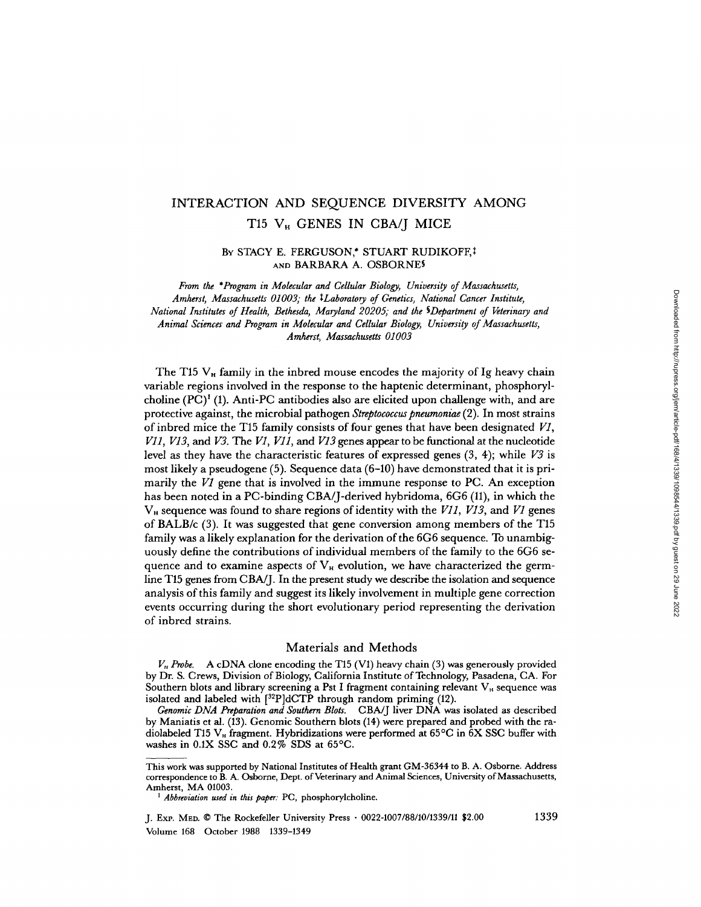# INTERACTION AND SEQUENCE DIVERSITY AMONG T15 $V_H$ GENES IN CBA/J MICE

BY STACY E. FERGUSON,* STUART RUDIKOFF,‡ AND BARBARA A. OSBORNE§

*From the \*Program in Molecular and Cellular Biology, University of Massachusetts, Amherst, Massachusetts 01003; the ‡Laboratory of Genetics, National Cancer Institute, National Institutes of Health, Bethesda, Maryland 20205; and the §Department of Veterinary and Animal Sciences and Program in Molecular and Cellular Biology, University of Massachusetts, Amherst, Massachusetts 01003*

The T15 $V_H$ family in the inbred mouse encodes the majority of Ig heavy chain variable regions involved in the response to the haptenic determinant, phosphorylcholine (PC)[1] (1). Anti-PC antibodies also are elicited upon challenge with, and are protective against, the microbial pathogen *Streptococcus pneumoniae* (2). In most strains of inbred mice the T15 family consists of four genes that have been designated *V1*, *V11*, *V13*, and *V3*. The *V1*, *V11*, and *V13* genes appear to be functional at the nucleotide level as they have the characteristic features of expressed genes (3, 4); while *V3* is most likely a pseudogene (5). Sequence data (6–10) have demonstrated that it is primarily the *V1* gene that is involved in the immune response to PC. An exception has been noted in a PC-binding CBA/J-derived hybridoma, 6G6 (11), in which the $V_H$ sequence was found to share regions of identity with the *V11*, *V13*, and *V1* genes of BALB/c (3). It was suggested that gene conversion among members of the T15 family was a likely explanation for the derivation of the 6G6 sequence. To unambiguously define the contributions of individual members of the family to the 6G6 sequence and to examine aspects of $V_H$ evolution, we have characterized the germline T15 genes from CBA/J. In the present study we describe the isolation and sequence analysis of this family and suggest its likely involvement in multiple gene correction events occurring during the short evolutionary period representing the derivation of inbred strains.

## Materials and Methods

*$V_H$ Probe.* A cDNA clone encoding the T15 (V1) heavy chain (3) was generously provided by Dr. S. Crews, Division of Biology, California Institute of Technology, Pasadena, CA. For Southern blots and library screening a Pst I fragment containing relevant $V_H$ sequence was isolated and labeled with [$^{32}$P]dCTP through random priming (12).

*Genomic DNA Preparation and Southern Blots.* CBA/J liver DNA was isolated as described by Maniatis et al. (13). Genomic Southern blots (14) were prepared and probed with the radiolabeled T15 $V_H$ fragment. Hybridizations were performed at 65°C in 6X SSC buffer with washes in 0.1X SSC and 0.2% SDS at 65°C.

---

This work was supported by National Institutes of Health grant GM-36344 to B. A. Osborne. Address correspondence to B. A. Osborne, Dept. of Veterinary and Animal Sciences, University of Massachusetts, Amherst, MA 01003.

[1] *Abbreviation used in this paper:* PC, phosphorylcholine.

J. Exp. Med. © The Rockefeller University Press · 0022-1007/88/10/1339/11 $2.00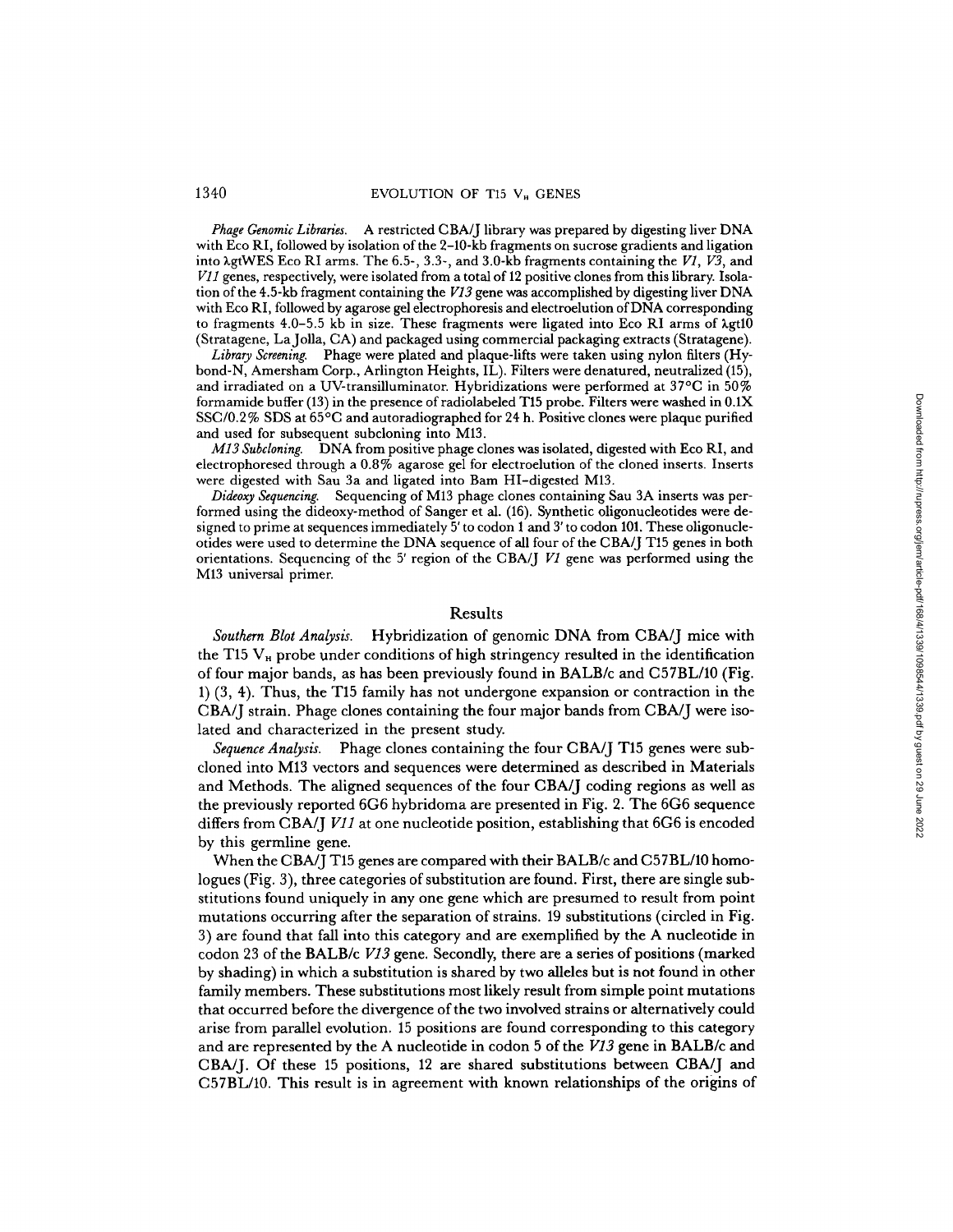*Phage Genomic Libraries.* A restricted CBA/J library was prepared by digesting liver DNA with Eco RI, followed by isolation of the 2–10-kb fragments on sucrose gradients and ligation into λgtWES Eco RI arms. The 6.5-, 3.3-, and 3.0-kb fragments containing the *V1*, *V3*, and *V11* genes, respectively, were isolated from a total of 12 positive clones from this library. Isolation of the 4.5-kb fragment containing the *V13* gene was accomplished by digesting liver DNA with Eco RI, followed by agarose gel electrophoresis and electroelution of DNA corresponding to fragments 4.0–5.5 kb in size. These fragments were ligated into Eco RI arms of λgt10 (Stratagene, La Jolla, CA) and packaged using commercial packaging extracts (Stratagene).

*Library Screening.* Phage were plated and plaque-lifts were taken using nylon filters (Hybond-N, Amersham Corp., Arlington Heights, IL). Filters were denatured, neutralized (15), and irradiated on a UV-transilluminator. Hybridizations were performed at 37°C in 50% formamide buffer (13) in the presence of radiolabeled T15 probe. Filters were washed in 0.1X SSC/0.2% SDS at 65°C and autoradiographed for 24 h. Positive clones were plaque purified and used for subsequent subcloning into M13.

*M13 Subcloning.* DNA from positive phage clones was isolated, digested with Eco RI, and electrophoresed through a 0.8% agarose gel for electroelution of the cloned inserts. Inserts were digested with Sau 3a and ligated into Bam HI-digested M13.

*Dideoxy Sequencing.* Sequencing of M13 phage clones containing Sau 3A inserts was performed using the dideoxy-method of Sanger et al. (16). Synthetic oligonucleotides were designed to prime at sequences immediately 5' to codon 1 and 3' to codon 101. These oligonucleotides were used to determine the DNA sequence of all four of the CBA/J T15 genes in both orientations. Sequencing of the 5' region of the CBA/J *V1* gene was performed using the M13 universal primer.

## Results

*Southern Blot Analysis.* Hybridization of genomic DNA from CBA/J mice with the T15 $V_H$ probe under conditions of high stringency resulted in the identification of four major bands, as has been previously found in BALB/c and C57BL/10 (Fig. 1) (3, 4). Thus, the T15 family has not undergone expansion or contraction in the CBA/J strain. Phage clones containing the four major bands from CBA/J were isolated and characterized in the present study.

*Sequence Analysis.* Phage clones containing the four CBA/J T15 genes were subcloned into M13 vectors and sequences were determined as described in Materials and Methods. The aligned sequences of the four CBA/J coding regions as well as the previously reported 6G6 hybridoma are presented in Fig. 2. The 6G6 sequence differs from CBA/J *V11* at one nucleotide position, establishing that 6G6 is encoded by this germline gene.

When the CBA/J T15 genes are compared with their BALB/c and C57BL/10 homologues (Fig. 3), three categories of substitution are found. First, there are single substitutions found uniquely in any one gene which are presumed to result from point mutations occurring after the separation of strains. 19 substitutions (circled in Fig. 3) are found that fall into this category and are exemplified by the A nucleotide in codon 23 of the BALB/c *V13* gene. Secondly, there are a series of positions (marked by shading) in which a substitution is shared by two alleles but is not found in other family members. These substitutions most likely result from simple point mutations that occurred before the divergence of the two involved strains or alternatively could arise from parallel evolution. 15 positions are found corresponding to this category and are represented by the A nucleotide in codon 5 of the *V13* gene in BALB/c and CBA/J. Of these 15 positions, 12 are shared substitutions between CBA/J and C57BL/10. This result is in agreement with known relationships of the origins of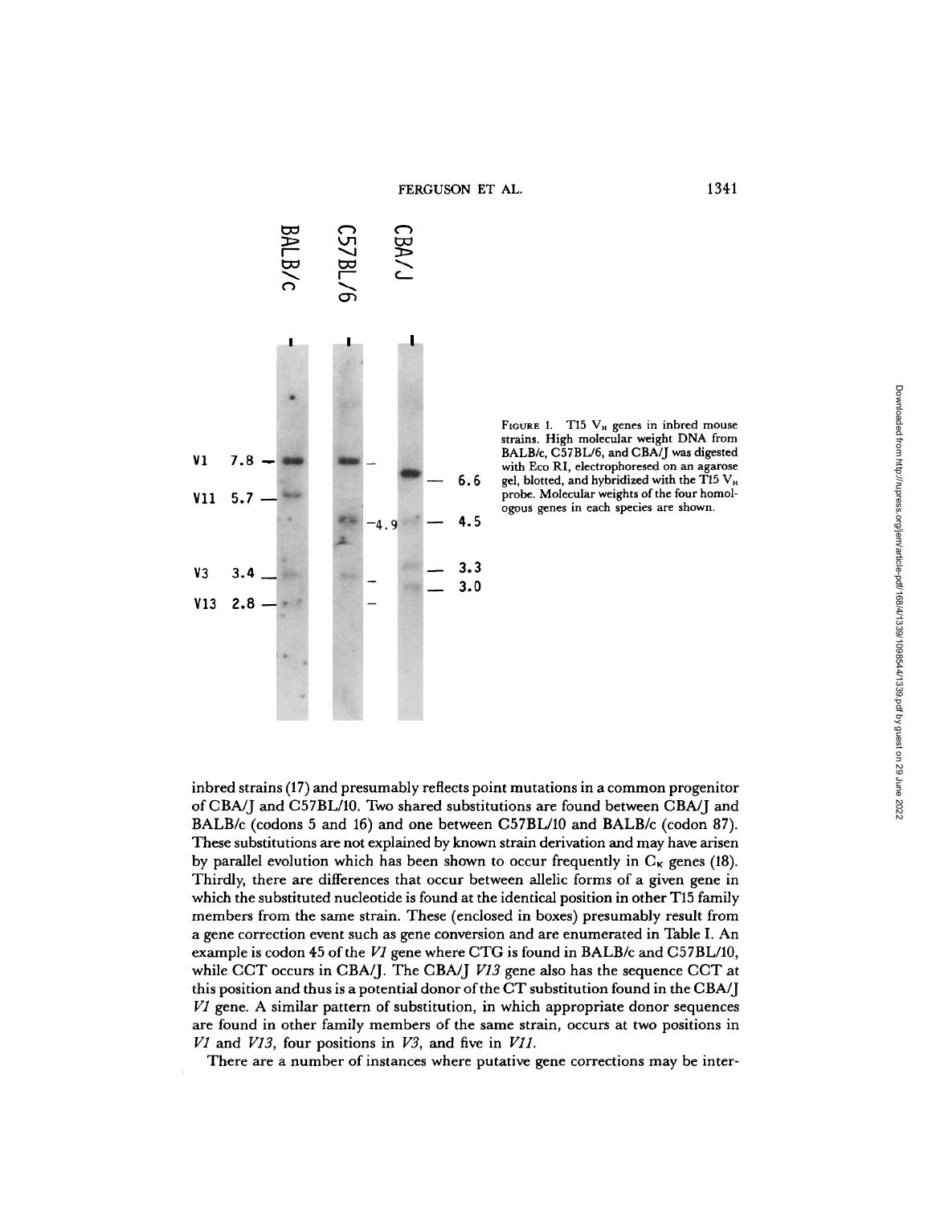BALB/c C57BL/6 CBA/J

V1 7.8

V11 5.7

V3 3.4

V13 2.8

4.9

6.6

4.5

3.3

3.0

FIGURE 1. T15 $V_H$ genes in inbred mouse strains. High molecular weight DNA from BALB/c, C57BL/6, and CBA/J was digested with Eco RI, electrophoresed on an agarose gel, blotted, and hybridized with the T15 $V_H$ probe. Molecular weights of the four homologous genes in each species are shown.

inbred strains (17) and presumably reflects point mutations in a common progenitor of CBA/J and C57BL/10. Two shared substitutions are found between CBA/J and BALB/c (codons 5 and 16) and one between C57BL/10 and BALB/c (codon 87). These substitutions are not explained by known strain derivation and may have arisen by parallel evolution which has been shown to occur frequently in $C_\kappa$ genes (18). Thirdly, there are differences that occur between allelic forms of a given gene in which the substituted nucleotide is found at the identical position in other T15 family members from the same strain. These (enclosed in boxes) presumably result from a gene correction event such as gene conversion and are enumerated in Table I. An example is codon 45 of the *V1* gene where CTG is found in BALB/c and C57BL/10, while CCT occurs in CBA/J. The CBA/J *V13* gene also has the sequence CCT at this position and thus is a potential donor of the CT substitution found in the CBA/J *V1* gene. A similar pattern of substitution, in which appropriate donor sequences are found in other family members of the same strain, occurs at two positions in *V1* and *V13*, four positions in *V3*, and five in *V11*.

There are a number of instances where putative gene corrections may be inter-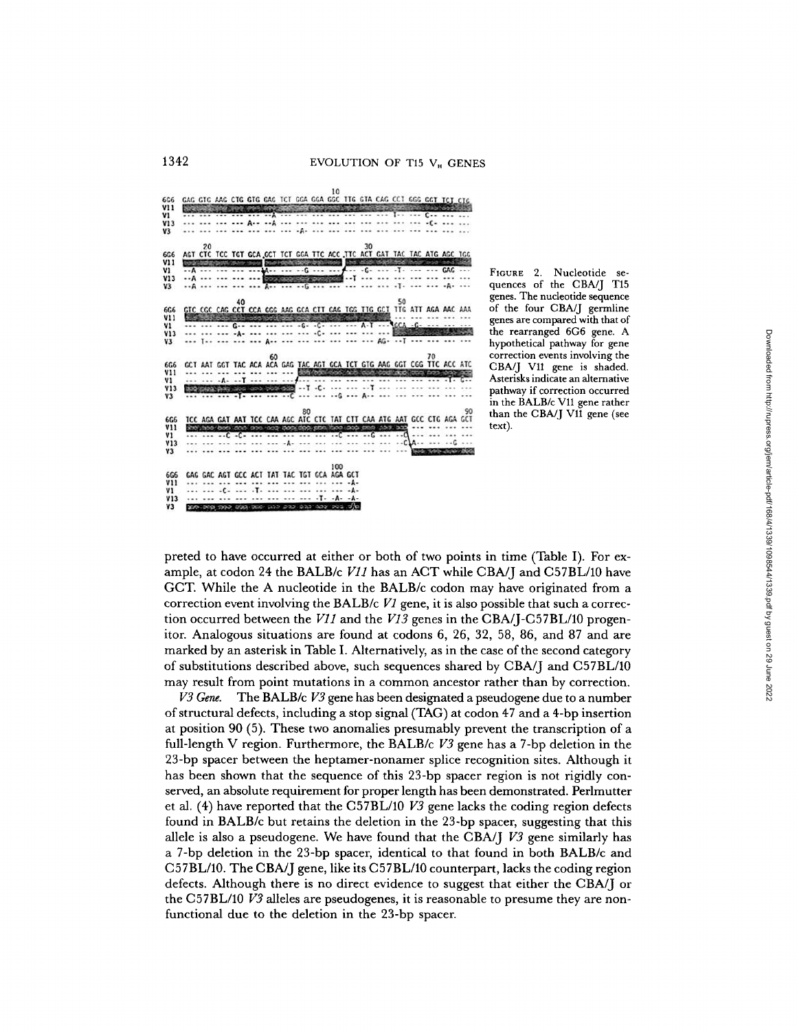FIGURE 2. Nucleotide sequences of the CBA/J T15 genes. The nucleotide sequence of the four CBA/J germline genes are compared with that of the rearranged 6G6 gene. A hypothetical pathway for gene correction events involving the CBA/J V11 gene is shaded. Asterisks indicate an alternative pathway if correction occurred in the BALB/c V11 gene rather than the CBA/J V11 gene (see text).

preted to have occurred at either or both of two points in time (Table I). For example, at codon 24 the BALB/c *V11* has an ACT while CBA/J and C57BL/10 have GCT. While the A nucleotide in the BALB/c codon may have originated from a correction event involving the BALB/c *V1* gene, it is also possible that such a correction occurred between the *V11* and the *V13* genes in the CBA/J-C57BL/10 progenitor. Analogous situations are found at codons 6, 26, 32, 58, 86, and 87 and are marked by an asterisk in Table I. Alternatively, as in the case of the second category of substitutions described above, such sequences shared by CBA/J and C57BL/10 may result from point mutations in a common ancestor rather than by correction.

*V3 Gene.* The BALB/c *V3* gene has been designated a pseudogene due to a number of structural defects, including a stop signal (TAG) at codon 47 and a 4-bp insertion at position 90 (5). These two anomalies presumably prevent the transcription of a full-length V region. Furthermore, the BALB/c *V3* gene has a 7-bp deletion in the 23-bp spacer between the heptamer-nonamer splice recognition sites. Although it has been shown that the sequence of this 23-bp spacer region is not rigidly conserved, an absolute requirement for proper length has been demonstrated. Perlmutter et al. (4) have reported that the C57BL/10 *V3* gene lacks the coding region defects found in BALB/c but retains the deletion in the 23-bp spacer, suggesting that this allele is also a pseudogene. We have found that the CBA/J *V3* gene similarly has a 7-bp deletion in the 23-bp spacer, identical to that found in both BALB/c and C57BL/10. The CBA/J gene, like its C57BL/10 counterpart, lacks the coding region defects. Although there is no direct evidence to suggest that either the CBA/J or the C57BL/10 *V3* alleles are pseudogenes, it is reasonable to presume they are nonfunctional due to the deletion in the 23-bp spacer.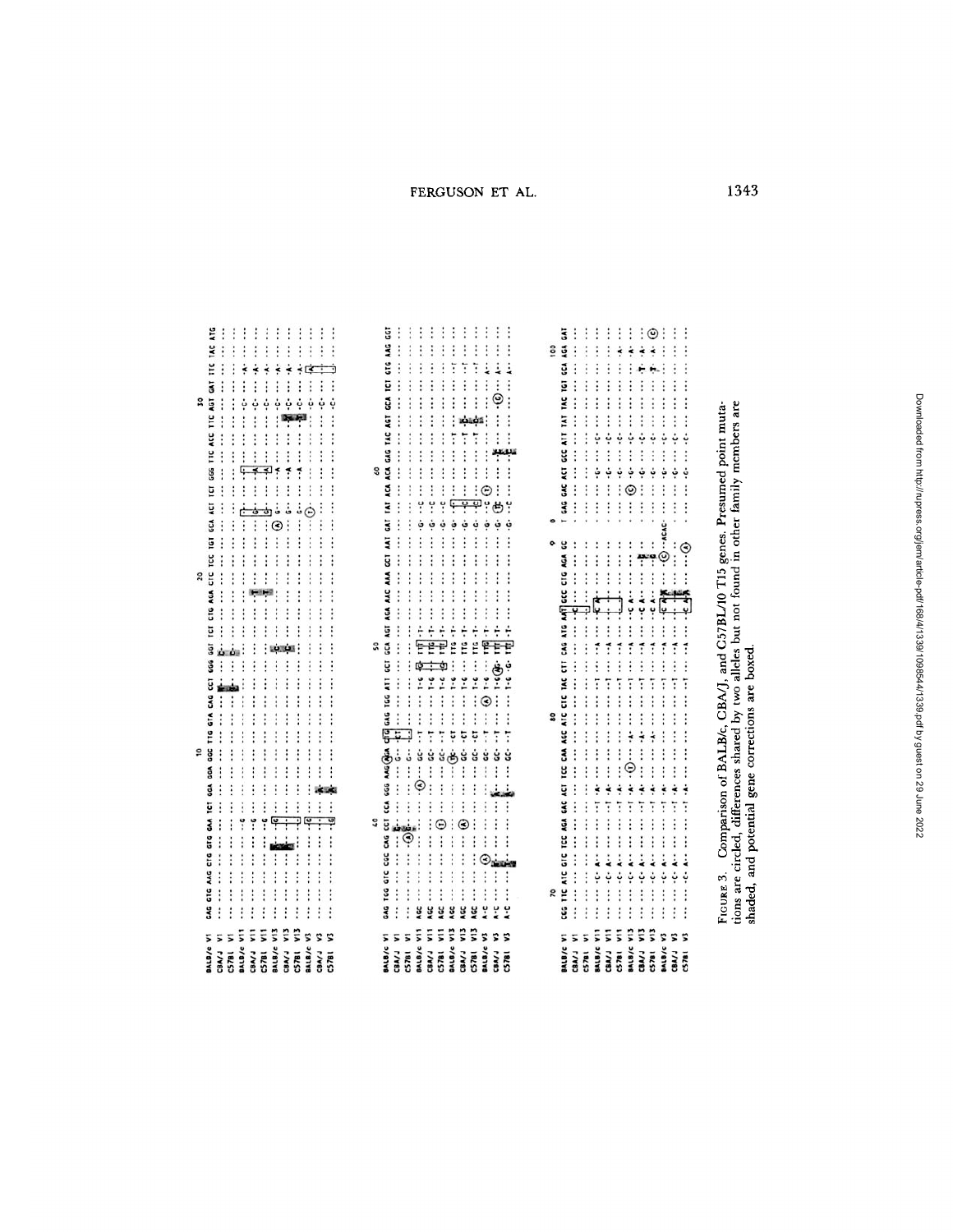FIGURE 3. Comparison of BALB/c, CBA/J, and C57BL/10 T15 genes. Presumed point mutations are circled, differences shared by two alleles but not found in other family members are shaded, and potential gene corrections are boxed.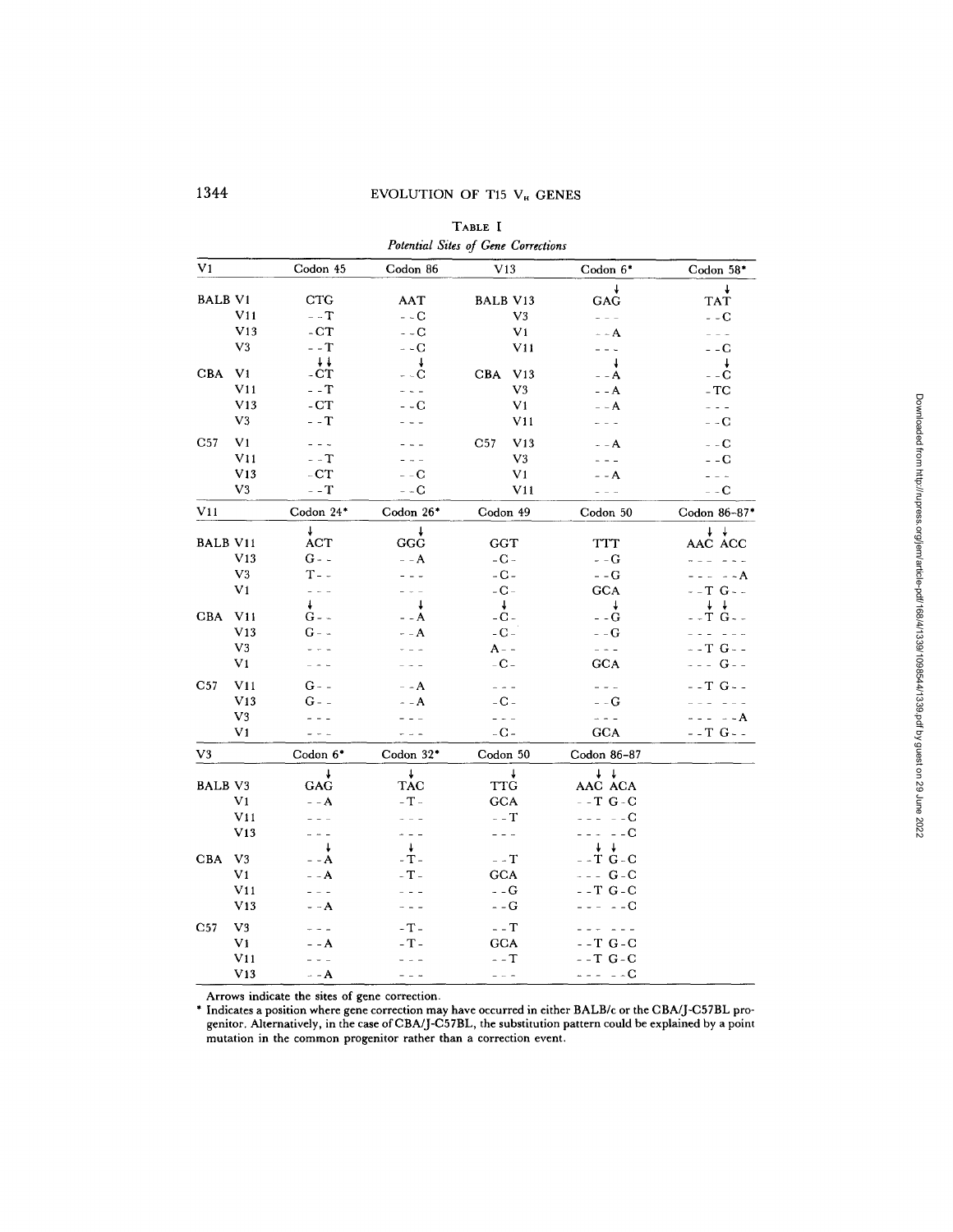TABLE I

*Potential Sites of Gene Corrections*

| V1 | | Codon 45 | Codon 86 | V13 | | Codon 6* | Codon 58* |
|---|---|---|---|---|---|---|---|
| | | ↓↓ (CBA) | ↓ (CBA) | | | ↓ | ↓ |
| BALB | V1 | CTG | AAT | BALB | V13 | GAG | TAT |
| | V11 | - - T | - - C | | V3 | - - - | - - C |
| | V13 | - CT | - - C | | V1 | - - A | - - - |
| | V3 | - - T | - - C | | V11 | - - - | - - C |
| CBA | V1 | - CT | - - C | CBA | V13 | - - A | - - C |
| | V11 | - - T | - - - | | V3 | - - A | - TC |
| | V13 | - CT | - - C | | V1 | - - A | - - - |
| | V3 | - - T | - - - | | V11 | - - - | - - C |
| C57 | V1 | - - - | - - - | C57 | V13 | - - A | - - C |
| | V11 | - - T | - - - | | V3 | - - - | - - C |
| | V13 | - CT | - - C | | V1 | - - A | - - - |
| | V3 | - - T | - - C | | V11 | - - - | - - C |

| V11 | | Codon 24* | Codon 26* | Codon 49 | Codon 50 | Codon 86–87* |
|---|---|---|---|---|---|---|
| BALB | V11 | ↓ ACT | ↓ GGG | GGT | TTT | ↓ ↓ AAC ACC |
| | V13 | G - - | - - A | - C - | - - G | - - - - - - |
| | V3 | T - - | - - - | - C - | - - G | - - - - - A |
| | V1 | - - - | - - - | - C - | GCA | - - T G - - |
| CBA | V11 | ↓ G - - | ↓ - - A | ↓ - C - | ↓ - - G | ↓ ↓ - - T G - - |
| | V13 | G - - | - - A | - C - | - - G | - - - - - - |
| | V3 | - - - | - - - | A - - | - - - | - - T G - - |
| | V1 | - - - | - - - | - C - | GCA | - - - G - - |
| C57 | V11 | G - - | - - A | - - - | - - - | - - T G - - |
| | V13 | G - - | - - A | - C - | - - G | - - - - - - |
| | V3 | - - - | - - - | - - - | - - - | - - - - - A |
| | V1 | - - - | - - - | - C - | GCA | - - T G - - |

| V3 | | Codon 6* | Codon 32* | Codon 50 | Codon 86–87 |
|---|---|---|---|---|---|
| BALB | V3 | ↓ GAG | ↓ TAC | ↓ TTG | ↓ ↓ AAC ACA |
| | V1 | - - A | - T - | GCA | - - T G - C |
| | V11 | - - - | - - - | - - T | - - - - - C |
| | V13 | - - - | - - - | - - - | - - - - - C |
| CBA | V3 | ↓ - - A | ↓ - T - | - - T | ↓ ↓ - - T G - C |
| | V1 | - - A | - T - | GCA | - - - G - C |
| | V11 | - - - | - - - | - - G | - - T G - C |
| | V13 | - - A | - - - | - - G | - - - - - C |
| C57 | V3 | - - - | - T - | - - T | - - - - - - |
| | V1 | - - A | - T - | GCA | - - T G - C |
| | V11 | - - - | - - - | - - T | - - T G - C |
| | V13 | - - A | - - - | - - - | - - - - - C |

Arrows indicate the sites of gene correction.

* Indicates a position where gene correction may have occurred in either BALB/c or the CBA/J-C57BL progenitor. Alternatively, in the case of CBA/J-C57BL, the substitution pattern could be explained by a point mutation in the common progenitor rather than a correction event.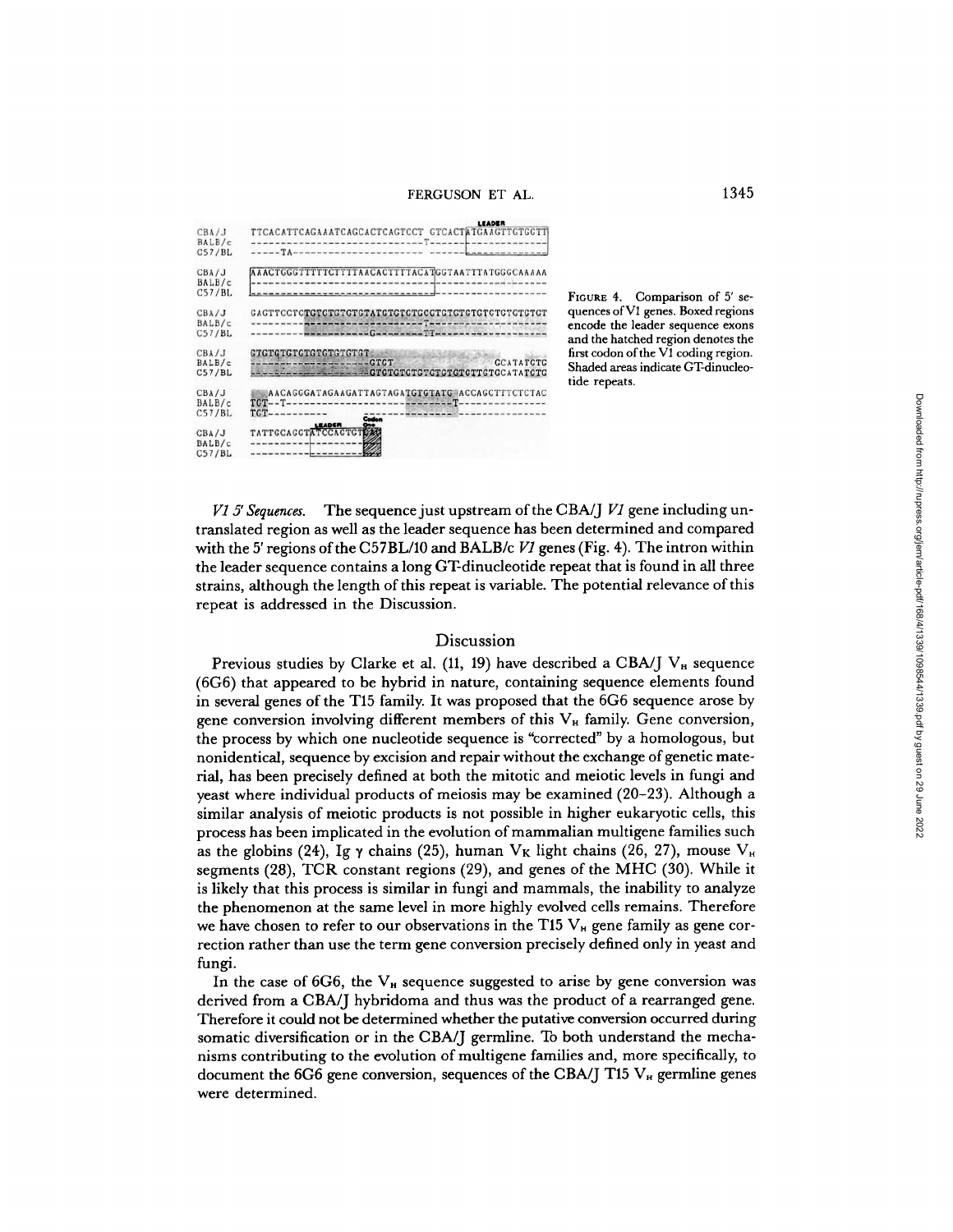```
                                                         LEADER
CBA/J    TTCACATTCAGAAATCAGCACTCAGTCCT GTCACTATGAAGTTGTGGTT
BALB/c   -----------------------------T-------------------
C57/BL   -----TA------------------------ -----------------

CBA/J    AAACTGGGTTTTTCTTTTAACACTTTTACATGGTAATTTATGGGCAAAAA
BALB/c   --------------------------------------------------
C57/BL   --------------------------------------------------

CBA/J    GAGTTCCTCTGTCTGTGTGTATGTGTGTGCCTGTGTGTGTCTGTCTGTGT
BALB/c   ----------------------------T---------------------
C57/BL   -----------------G---------TT---------------------

CBA/J    GTGTGTGTGTGTGTGTGTGT
BALB/c   ----------------GTGT                     GCATATCTC
C57/BL   ----------------GTGTGTCTGTGTGTGTGTTGTGCATATCTG

CBA/J    AACAGGGATAGAAGATTAGTAGATGTGTATG ACCAGCTTTCTCTAC
BALB/c   TGT--T--------------------------T--------------
C57/BL   TGT--------------------------------------------

                     LEADER  Codon
                             One
CBA/J    TATTGCAGCTATCCACTGTGAG
BALB/c   ----------------------
C57/BL   ----------------------
```

FIGURE 4. Comparison of 5′ sequences of V1 genes. Boxed regions encode the leader sequence exons and the hatched region denotes the first codon of the V1 coding region. Shaded areas indicate GT-dinucleotide repeats.

*V1 5′ Sequences.* The sequence just upstream of the CBA/J *V1* gene including untranslated region as well as the leader sequence has been determined and compared with the 5′ regions of the C57BL/10 and BALB/c *V1* genes (Fig. 4). The intron within the leader sequence contains a long GT-dinucleotide repeat that is found in all three strains, although the length of this repeat is variable. The potential relevance of this repeat is addressed in the Discussion.

## Discussion

Previous studies by Clarke et al. (11, 19) have described a CBA/J $V_H$ sequence (6G6) that appeared to be hybrid in nature, containing sequence elements found in several genes of the T15 family. It was proposed that the 6G6 sequence arose by gene conversion involving different members of this $V_H$ family. Gene conversion, the process by which one nucleotide sequence is "corrected" by a homologous, but nonidentical, sequence by excision and repair without the exchange of genetic material, has been precisely defined at both the mitotic and meiotic levels in fungi and yeast where individual products of meiosis may be examined (20–23). Although a similar analysis of meiotic products is not possible in higher eukaryotic cells, this process has been implicated in the evolution of mammalian multigene families such as the globins (24), Ig $\gamma$ chains (25), human $V_K$ light chains (26, 27), mouse $V_H$ segments (28), TCR constant regions (29), and genes of the MHC (30). While it is likely that this process is similar in fungi and mammals, the inability to analyze the phenomenon at the same level in more highly evolved cells remains. Therefore we have chosen to refer to our observations in the T15 $V_H$ gene family as gene correction rather than use the term gene conversion precisely defined only in yeast and fungi.

In the case of 6G6, the $V_H$ sequence suggested to arise by gene conversion was derived from a CBA/J hybridoma and thus was the product of a rearranged gene. Therefore it could not be determined whether the putative conversion occurred during somatic diversification or in the CBA/J germline. To both understand the mechanisms contributing to the evolution of multigene families and, more specifically, to document the 6G6 gene conversion, sequences of the CBA/J T15 $V_H$ germline genes were determined.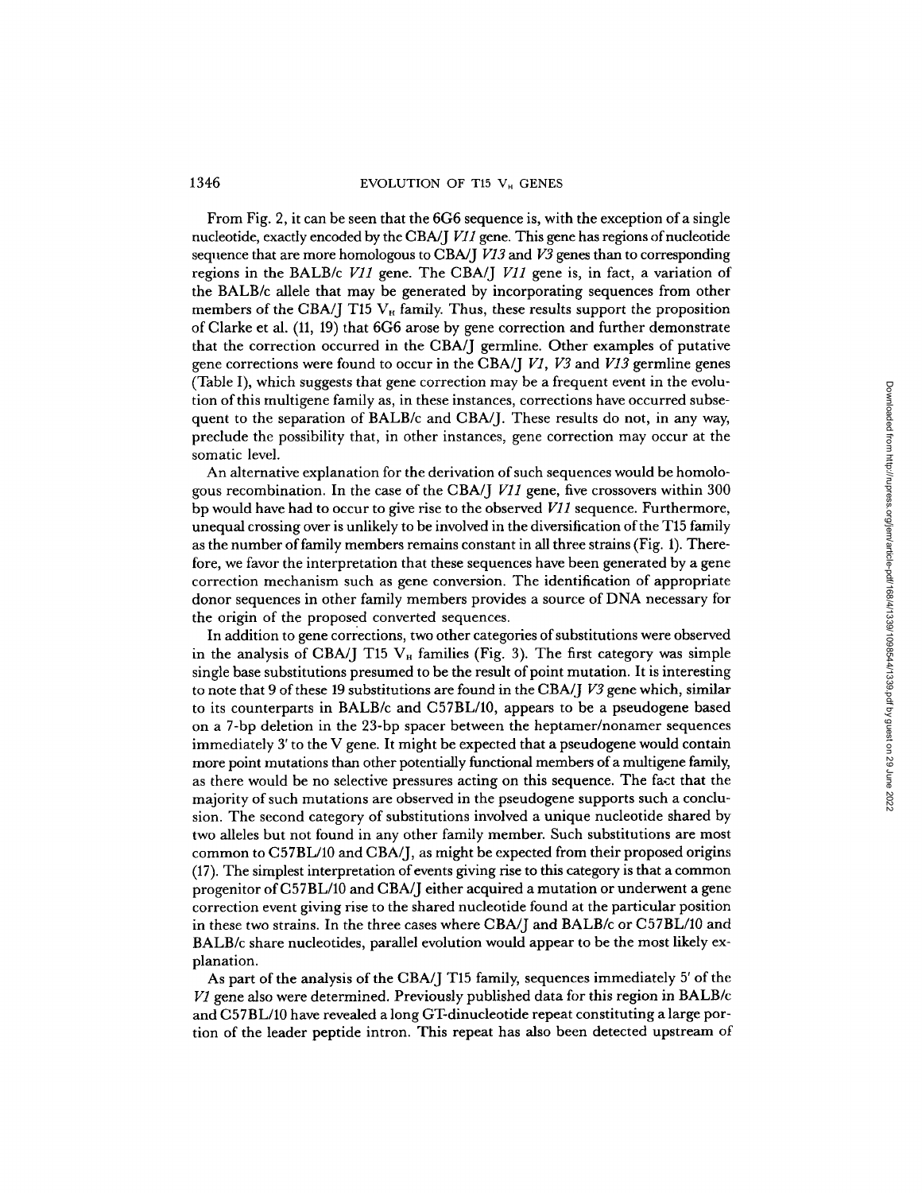From Fig. 2, it can be seen that the 6G6 sequence is, with the exception of a single nucleotide, exactly encoded by the CBA/J *V11* gene. This gene has regions of nucleotide sequence that are more homologous to CBA/J *V13* and *V3* genes than to corresponding regions in the BALB/c *V11* gene. The CBA/J *V11* gene is, in fact, a variation of the BALB/c allele that may be generated by incorporating sequences from other members of the CBA/J T15 $V_H$ family. Thus, these results support the proposition of Clarke et al. (11, 19) that 6G6 arose by gene correction and further demonstrate that the correction occurred in the CBA/J germline. Other examples of putative gene corrections were found to occur in the CBA/J *V1*, *V3* and *V13* germline genes (Table I), which suggests that gene correction may be a frequent event in the evolution of this multigene family as, in these instances, corrections have occurred subsequent to the separation of BALB/c and CBA/J. These results do not, in any way, preclude the possibility that, in other instances, gene correction may occur at the somatic level.

An alternative explanation for the derivation of such sequences would be homologous recombination. In the case of the CBA/J *V11* gene, five crossovers within 300 bp would have had to occur to give rise to the observed *V11* sequence. Furthermore, unequal crossing over is unlikely to be involved in the diversification of the T15 family as the number of family members remains constant in all three strains (Fig. 1). Therefore, we favor the interpretation that these sequences have been generated by a gene correction mechanism such as gene conversion. The identification of appropriate donor sequences in other family members provides a source of DNA necessary for the origin of the proposed converted sequences.

In addition to gene corrections, two other categories of substitutions were observed in the analysis of CBA/J T15 $V_H$ families (Fig. 3). The first category was simple single base substitutions presumed to be the result of point mutation. It is interesting to note that 9 of these 19 substitutions are found in the CBA/J *V3* gene which, similar to its counterparts in BALB/c and C57BL/10, appears to be a pseudogene based on a 7-bp deletion in the 23-bp spacer between the heptamer/nonamer sequences immediately 3' to the V gene. It might be expected that a pseudogene would contain more point mutations than other potentially functional members of a multigene family, as there would be no selective pressures acting on this sequence. The fact that the majority of such mutations are observed in the pseudogene supports such a conclusion. The second category of substitutions involved a unique nucleotide shared by two alleles but not found in any other family member. Such substitutions are most common to C57BL/10 and CBA/J, as might be expected from their proposed origins (17). The simplest interpretation of events giving rise to this category is that a common progenitor of C57BL/10 and CBA/J either acquired a mutation or underwent a gene correction event giving rise to the shared nucleotide found at the particular position in these two strains. In the three cases where CBA/J and BALB/c or C57BL/10 and BALB/c share nucleotides, parallel evolution would appear to be the most likely explanation.

As part of the analysis of the CBA/J T15 family, sequences immediately 5' of the *V1* gene also were determined. Previously published data for this region in BALB/c and C57BL/10 have revealed a long GT-dinucleotide repeat constituting a large portion of the leader peptide intron. This repeat has also been detected upstream of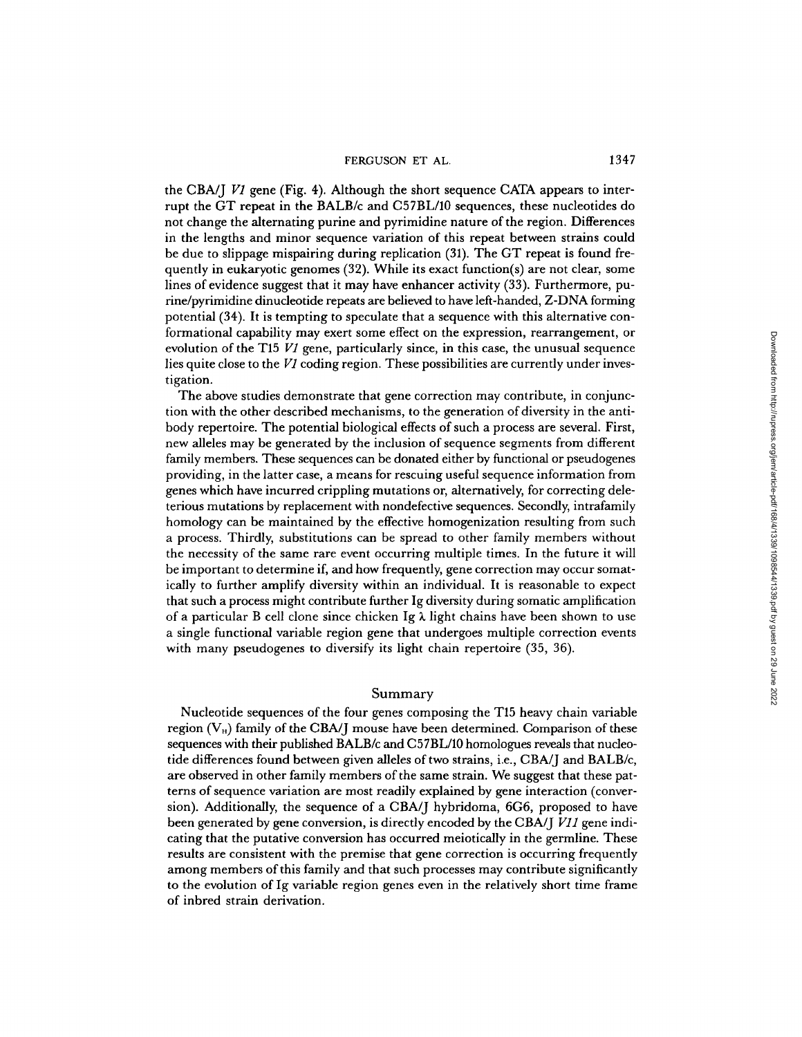the CBA/J *V1* gene (Fig. 4). Although the short sequence CATA appears to interrupt the GT repeat in the BALB/c and C57BL/10 sequences, these nucleotides do not change the alternating purine and pyrimidine nature of the region. Differences in the lengths and minor sequence variation of this repeat between strains could be due to slippage mispairing during replication (31). The GT repeat is found frequently in eukaryotic genomes (32). While its exact function(s) are not clear, some lines of evidence suggest that it may have enhancer activity (33). Furthermore, purine/pyrimidine dinucleotide repeats are believed to have left-handed, Z-DNA forming potential (34). It is tempting to speculate that a sequence with this alternative conformational capability may exert some effect on the expression, rearrangement, or evolution of the T15 *V1* gene, particularly since, in this case, the unusual sequence lies quite close to the *V1* coding region. These possibilities are currently under investigation.

The above studies demonstrate that gene correction may contribute, in conjunction with the other described mechanisms, to the generation of diversity in the antibody repertoire. The potential biological effects of such a process are several. First, new alleles may be generated by the inclusion of sequence segments from different family members. These sequences can be donated either by functional or pseudogenes providing, in the latter case, a means for rescuing useful sequence information from genes which have incurred crippling mutations or, alternatively, for correcting deleterious mutations by replacement with nondefective sequences. Secondly, intrafamily homology can be maintained by the effective homogenization resulting from such a process. Thirdly, substitutions can be spread to other family members without the necessity of the same rare event occurring multiple times. In the future it will be important to determine if, and how frequently, gene correction may occur somatically to further amplify diversity within an individual. It is reasonable to expect that such a process might contribute further Ig diversity during somatic amplification of a particular B cell clone since chicken Ig $\lambda$ light chains have been shown to use a single functional variable region gene that undergoes multiple correction events with many pseudogenes to diversify its light chain repertoire (35, 36).

## Summary

Nucleotide sequences of the four genes composing the T15 heavy chain variable region ($V_H$) family of the CBA/J mouse have been determined. Comparison of these sequences with their published BALB/c and C57BL/10 homologues reveals that nucleotide differences found between given alleles of two strains, i.e., CBA/J and BALB/c, are observed in other family members of the same strain. We suggest that these patterns of sequence variation are most readily explained by gene interaction (conversion). Additionally, the sequence of a CBA/J hybridoma, 6G6, proposed to have been generated by gene conversion, is directly encoded by the CBA/J *V11* gene indicating that the putative conversion has occurred meiotically in the germline. These results are consistent with the premise that gene correction is occurring frequently among members of this family and that such processes may contribute significantly to the evolution of Ig variable region genes even in the relatively short time frame of inbred strain derivation.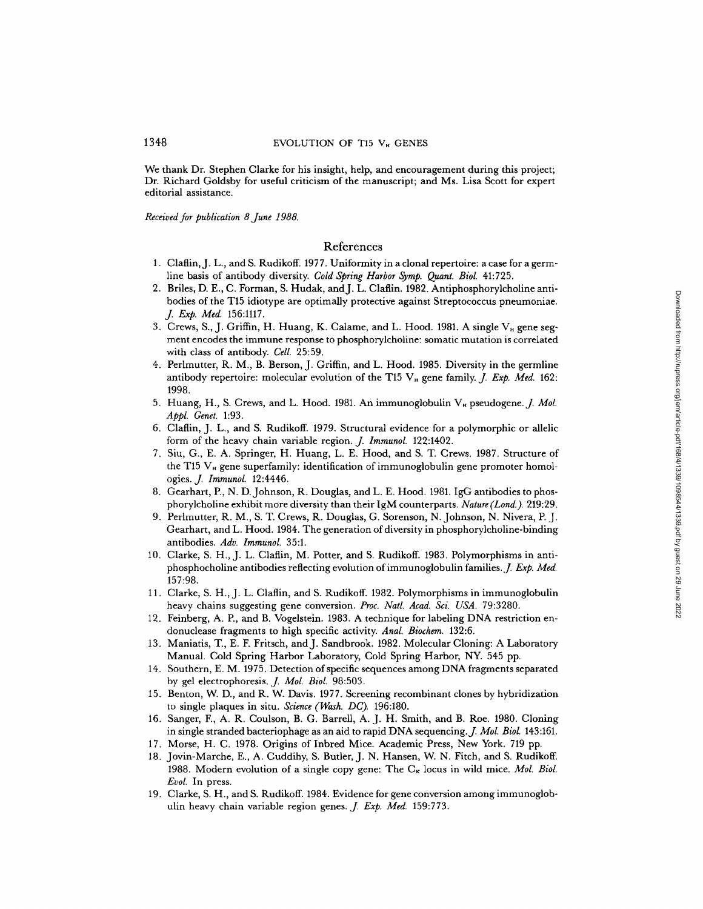We thank Dr. Stephen Clarke for his insight, help, and encouragement during this project; Dr. Richard Goldsby for useful criticism of the manuscript; and Ms. Lisa Scott for expert editorial assistance.

*Received for publication 8 June 1988.*

## References

1. Claflin, J. L., and S. Rudikoff. 1977. Uniformity in a clonal repertoire: a case for a germline basis of antibody diversity. *Cold Spring Harbor Symp. Quant. Biol.* 41:725.
2. Briles, D. E., C. Forman, S. Hudak, and J. L. Claflin. 1982. Antiphosphorylcholine antibodies of the T15 idiotype are optimally protective against Streptococcus pneumoniae. *J. Exp. Med.* 156:1117.
3. Crews, S., J. Griffin, H. Huang, K. Calame, and L. Hood. 1981. A single $V_H$ gene segment encodes the immune response to phosphorylcholine: somatic mutation is correlated with class of antibody. *Cell.* 25:59.
4. Perlmutter, R. M., B. Berson, J. Griffin, and L. Hood. 1985. Diversity in the germline antibody repertoire: molecular evolution of the T15 $V_H$ gene family. *J. Exp. Med.* 162: 1998.
5. Huang, H., S. Crews, and L. Hood. 1981. An immunoglobulin $V_H$ pseudogene. *J. Mol. Appl. Genet.* 1:93.
6. Claflin, J. L., and S. Rudikoff. 1979. Structural evidence for a polymorphic or allelic form of the heavy chain variable region. *J. Immunol.* 122:1402.
7. Siu, G., E. A. Springer, H. Huang, L. E. Hood, and S. T. Crews. 1987. Structure of the T15 $V_H$ gene superfamily: identification of immunoglobulin gene promoter homologies. *J. Immunol.* 12:4446.
8. Gearhart, P., N. D. Johnson, R. Douglas, and L. E. Hood. 1981. IgG antibodies to phosphorylcholine exhibit more diversity than their IgM counterparts. *Nature (Lond.).* 219:29.
9. Perlmutter, R. M., S. T. Crews, R. Douglas, G. Sorenson, N. Johnson, N. Nivera, P. J. Gearhart, and L. Hood. 1984. The generation of diversity in phosphorylcholine-binding antibodies. *Adv. Immunol.* 35:1.
10. Clarke, S. H., J. L. Claflin, M. Potter, and S. Rudikoff. 1983. Polymorphisms in antiphosphocholine antibodies reflecting evolution of immunoglobulin families. *J. Exp. Med.* 157:98.
11. Clarke, S. H., J. L. Claflin, and S. Rudikoff. 1982. Polymorphisms in immunoglobulin heavy chains suggesting gene conversion. *Proc. Natl. Acad. Sci. USA.* 79:3280.
12. Feinberg, A. P., and B. Vogelstein. 1983. A technique for labeling DNA restriction endonuclease fragments to high specific activity. *Anal. Biochem.* 132:6.
13. Maniatis, T., E. F. Fritsch, and J. Sandbrook. 1982. Molecular Cloning: A Laboratory Manual. Cold Spring Harbor Laboratory, Cold Spring Harbor, NY. 545 pp.
14. Southern, E. M. 1975. Detection of specific sequences among DNA fragments separated by gel electrophoresis. *J. Mol. Biol.* 98:503.
15. Benton, W. D., and R. W. Davis. 1977. Screening recombinant clones by hybridization to single plaques in situ. *Science (Wash. DC).* 196:180.
16. Sanger, F., A. R. Coulson, B. G. Barrell, A. J. H. Smith, and B. Roe. 1980. Cloning in single stranded bacteriophage as an aid to rapid DNA sequencing. *J. Mol. Biol.* 143:161.
17. Morse, H. C. 1978. Origins of Inbred Mice. Academic Press, New York. 719 pp.
18. Jovin-Marche, E., A. Cuddihy, S. Butler, J. N. Hansen, W. N. Fitch, and S. Rudikoff. 1988. Modern evolution of a single copy gene: The $C_\kappa$ locus in wild mice. *Mol. Biol. Evol.* In press.
19. Clarke, S. H., and S. Rudikoff. 1984. Evidence for gene conversion among immunoglobulin heavy chain variable region genes. *J. Exp. Med.* 159:773.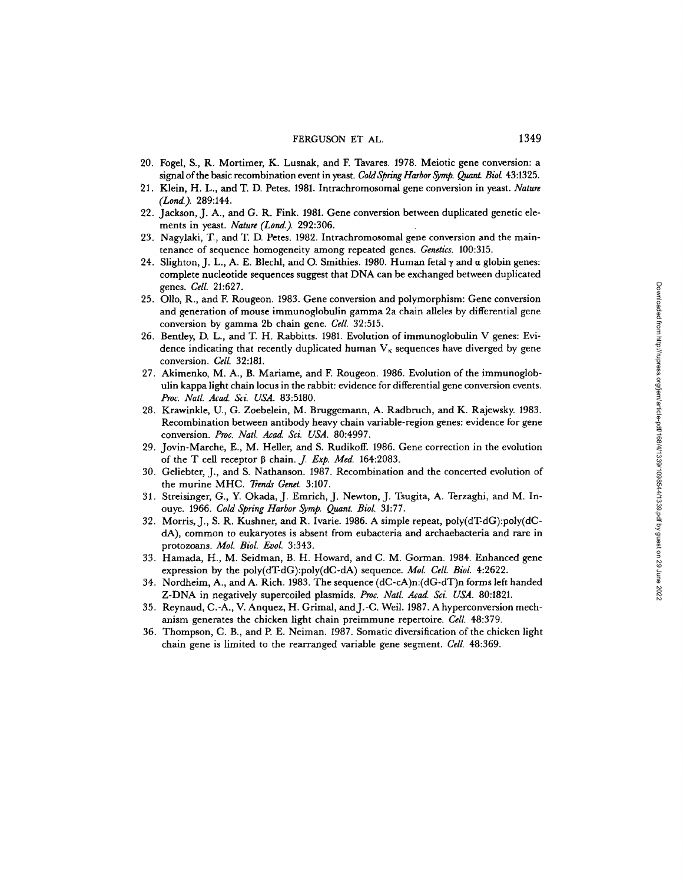20. Fogel, S., R. Mortimer, K. Lusnak, and F. Tavares. 1978. Meiotic gene conversion: a signal of the basic recombination event in yeast. *Cold Spring Harbor Symp. Quant. Biol.* 43:1325.
21. Klein, H. L., and T. D. Petes. 1981. Intrachromosomal gene conversion in yeast. *Nature (Lond.).* 289:144.
22. Jackson, J. A., and G. R. Fink. 1981. Gene conversion between duplicated genetic elements in yeast. *Nature (Lond.).* 292:306.
23. Nagylaki, T., and T. D. Petes. 1982. Intrachromosomal gene conversion and the maintenance of sequence homogeneity among repeated genes. *Genetics.* 100:315.
24. Slighton, J. L., A. E. Blechl, and O. Smithies. 1980. Human fetal $\gamma$ and $\alpha$ globin genes: complete nucleotide sequences suggest that DNA can be exchanged between duplicated genes. *Cell.* 21:627.
25. Ollo, R., and F. Rougeon. 1983. Gene conversion and polymorphism: Gene conversion and generation of mouse immunoglobulin gamma 2a chain alleles by differential gene conversion by gamma 2b chain gene. *Cell.* 32:515.
26. Bentley, D. L., and T. H. Rabbitts. 1981. Evolution of immunoglobulin V genes: Evidence indicating that recently duplicated human $V_{\kappa}$ sequences have diverged by gene conversion. *Cell.* 32:181.
27. Akimenko, M. A., B. Mariame, and F. Rougeon. 1986. Evolution of the immunoglobulin kappa light chain locus in the rabbit: evidence for differential gene conversion events. *Proc. Natl. Acad. Sci. USA.* 83:5180.
28. Krawinkle, U., G. Zoebelein, M. Bruggemann, A. Radbruch, and K. Rajewsky. 1983. Recombination between antibody heavy chain variable-region genes: evidence for gene conversion. *Proc. Natl. Acad. Sci. USA.* 80:4997.
29. Jovin-Marche, E., M. Heller, and S. Rudikoff. 1986. Gene correction in the evolution of the T cell receptor $\beta$ chain. *J. Exp. Med.* 164:2083.
30. Geliebter, J., and S. Nathanson. 1987. Recombination and the concerted evolution of the murine MHC. *Trends Genet.* 3:107.
31. Streisinger, G., Y. Okada, J. Emrich, J. Newton, J. Tsugita, A. Terzaghi, and M. Inouye. 1966. *Cold Spring Harbor Symp. Quant. Biol.* 31:77.
32. Morris, J., S. R. Kushner, and R. Ivarie. 1986. A simple repeat, poly(dT-dG):poly(dC-dA), common to eukaryotes is absent from eubacteria and archaebacteria and rare in protozoans. *Mol. Biol. Evol.* 3:343.
33. Hamada, H., M. Seidman, B. H. Howard, and C. M. Gorman. 1984. Enhanced gene expression by the poly(dT-dG):poly(dC-dA) sequence. *Mol. Cell. Biol.* 4:2622.
34. Nordheim, A., and A. Rich. 1983. The sequence (dC-cA)n:(dG-dT)n forms left handed Z-DNA in negatively supercoiled plasmids. *Proc. Natl. Acad. Sci. USA.* 80:1821.
35. Reynaud, C.-A., V. Anquez, H. Grimal, and J.-C. Weil. 1987. A hyperconversion mechanism generates the chicken light chain preimmune repertoire. *Cell.* 48:379.
36. Thompson, C. B., and P. E. Neiman. 1987. Somatic diversification of the chicken light chain gene is limited to the rearranged variable gene segment. *Cell.* 48:369.